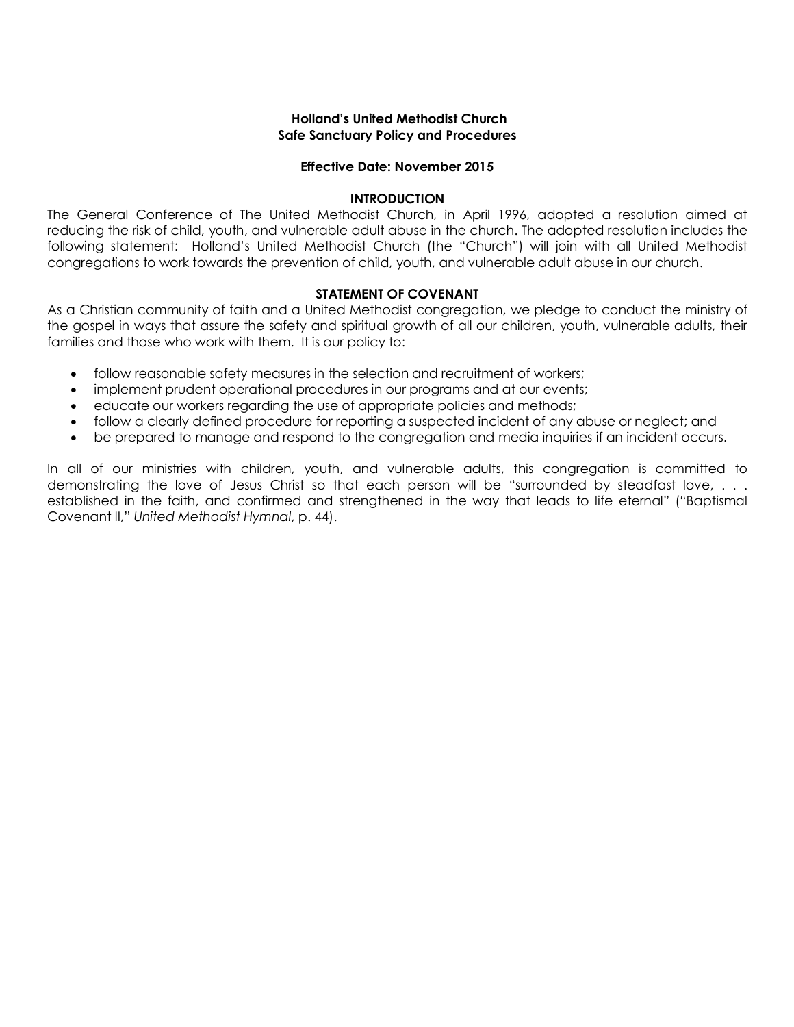# Holland's United Methodist Church
# Safe Sanctuary Policy and Procedures

**Effective Date: November 2015**

## INTRODUCTION

The General Conference of The United Methodist Church, in April 1996, adopted a resolution aimed at reducing the risk of child, youth, and vulnerable adult abuse in the church. The adopted resolution includes the following statement: Holland's United Methodist Church (the "Church") will join with all United Methodist congregations to work towards the prevention of child, youth, and vulnerable adult abuse in our church.

## STATEMENT OF COVENANT

As a Christian community of faith and a United Methodist congregation, we pledge to conduct the ministry of the gospel in ways that assure the safety and spiritual growth of all our children, youth, vulnerable adults, their families and those who work with them. It is our policy to:

- follow reasonable safety measures in the selection and recruitment of workers;
- implement prudent operational procedures in our programs and at our events;
- educate our workers regarding the use of appropriate policies and methods;
- follow a clearly defined procedure for reporting a suspected incident of any abuse or neglect; and
- be prepared to manage and respond to the congregation and media inquiries if an incident occurs.

In all of our ministries with children, youth, and vulnerable adults, this congregation is committed to demonstrating the love of Jesus Christ so that each person will be "surrounded by steadfast love, . . . established in the faith, and confirmed and strengthened in the way that leads to life eternal" ("Baptismal Covenant II," *United Methodist Hymnal*, p. 44).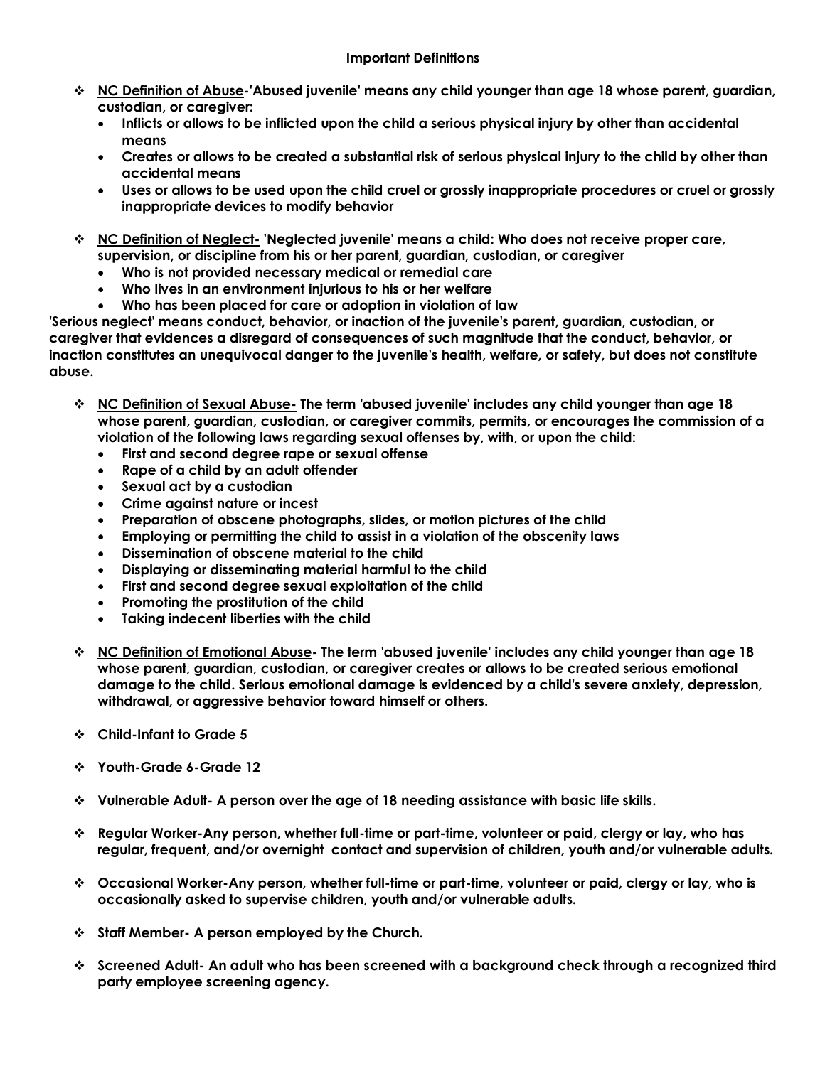## Important Definitions

- **<u>NC Definition of Abuse</u>-'Abused juvenile' means any child younger than age 18 whose parent, guardian, custodian, or caregiver:**
  - **Inflicts or allows to be inflicted upon the child a serious physical injury by other than accidental means**
  - **Creates or allows to be created a substantial risk of serious physical injury to the child by other than accidental means**
  - **Uses or allows to be used upon the child cruel or grossly inappropriate procedures or cruel or grossly inappropriate devices to modify behavior**

- **<u>NC Definition of Neglect-</u> 'Neglected juvenile' means a child: Who does not receive proper care, supervision, or discipline from his or her parent, guardian, custodian, or caregiver**
  - **Who is not provided necessary medical or remedial care**
  - **Who lives in an environment injurious to his or her welfare**
  - **Who has been placed for care or adoption in violation of law**

**'Serious neglect' means conduct, behavior, or inaction of the juvenile's parent, guardian, custodian, or caregiver that evidences a disregard of consequences of such magnitude that the conduct, behavior, or inaction constitutes an unequivocal danger to the juvenile's health, welfare, or safety, but does not constitute abuse.**

- **<u>NC Definition of Sexual Abuse-</u> The term 'abused juvenile' includes any child younger than age 18 whose parent, guardian, custodian, or caregiver commits, permits, or encourages the commission of a violation of the following laws regarding sexual offenses by, with, or upon the child:**
  - **First and second degree rape or sexual offense**
  - **Rape of a child by an adult offender**
  - **Sexual act by a custodian**
  - **Crime against nature or incest**
  - **Preparation of obscene photographs, slides, or motion pictures of the child**
  - **Employing or permitting the child to assist in a violation of the obscenity laws**
  - **Dissemination of obscene material to the child**
  - **Displaying or disseminating material harmful to the child**
  - **First and second degree sexual exploitation of the child**
  - **Promoting the prostitution of the child**
  - **Taking indecent liberties with the child**

- **<u>NC Definition of Emotional Abuse</u>- The term 'abused juvenile' includes any child younger than age 18 whose parent, guardian, custodian, or caregiver creates or allows to be created serious emotional damage to the child. Serious emotional damage is evidenced by a child's severe anxiety, depression, withdrawal, or aggressive behavior toward himself or others.**

- **Child-Infant to Grade 5**

- **Youth-Grade 6-Grade 12**

- **Vulnerable Adult- A person over the age of 18 needing assistance with basic life skills.**

- **Regular Worker-Any person, whether full-time or part-time, volunteer or paid, clergy or lay, who has regular, frequent, and/or overnight contact and supervision of children, youth and/or vulnerable adults.**

- **Occasional Worker-Any person, whether full-time or part-time, volunteer or paid, clergy or lay, who is occasionally asked to supervise children, youth and/or vulnerable adults.**

- **Staff Member- A person employed by the Church.**

- **Screened Adult- An adult who has been screened with a background check through a recognized third party employee screening agency.**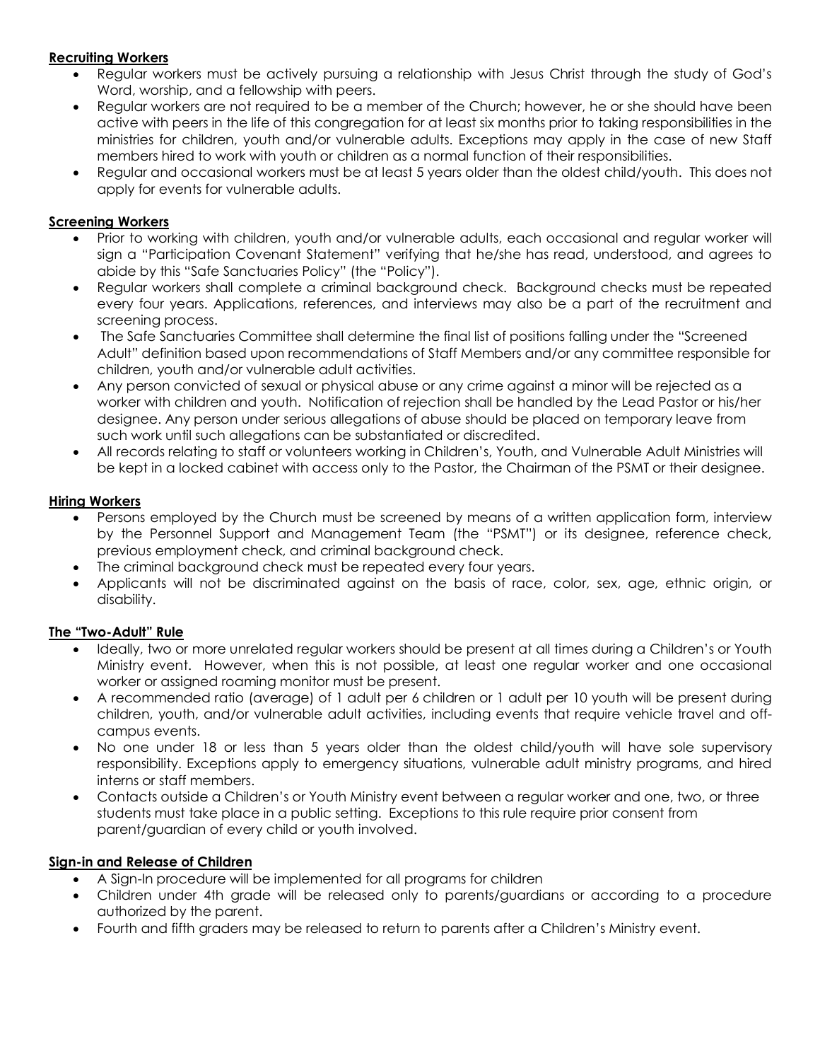**Recruiting Workers**

- Regular workers must be actively pursuing a relationship with Jesus Christ through the study of God's Word, worship, and a fellowship with peers.
- Regular workers are not required to be a member of the Church; however, he or she should have been active with peers in the life of this congregation for at least six months prior to taking responsibilities in the ministries for children, youth and/or vulnerable adults. Exceptions may apply in the case of new Staff members hired to work with youth or children as a normal function of their responsibilities.
- Regular and occasional workers must be at least 5 years older than the oldest child/youth. This does not apply for events for vulnerable adults.

**Screening Workers**

- Prior to working with children, youth and/or vulnerable adults, each occasional and regular worker will sign a "Participation Covenant Statement" verifying that he/she has read, understood, and agrees to abide by this "Safe Sanctuaries Policy" (the "Policy").
- Regular workers shall complete a criminal background check. Background checks must be repeated every four years. Applications, references, and interviews may also be a part of the recruitment and screening process.
- The Safe Sanctuaries Committee shall determine the final list of positions falling under the "Screened Adult" definition based upon recommendations of Staff Members and/or any committee responsible for children, youth and/or vulnerable adult activities.
- Any person convicted of sexual or physical abuse or any crime against a minor will be rejected as a worker with children and youth. Notification of rejection shall be handled by the Lead Pastor or his/her designee. Any person under serious allegations of abuse should be placed on temporary leave from such work until such allegations can be substantiated or discredited.
- All records relating to staff or volunteers working in Children's, Youth, and Vulnerable Adult Ministries will be kept in a locked cabinet with access only to the Pastor, the Chairman of the PSMT or their designee.

**Hiring Workers**

- Persons employed by the Church must be screened by means of a written application form, interview by the Personnel Support and Management Team (the "PSMT") or its designee, reference check, previous employment check, and criminal background check.
- The criminal background check must be repeated every four years.
- Applicants will not be discriminated against on the basis of race, color, sex, age, ethnic origin, or disability.

**The "Two-Adult" Rule**

- Ideally, two or more unrelated regular workers should be present at all times during a Children's or Youth Ministry event. However, when this is not possible, at least one regular worker and one occasional worker or assigned roaming monitor must be present.
- A recommended ratio (average) of 1 adult per 6 children or 1 adult per 10 youth will be present during children, youth, and/or vulnerable adult activities, including events that require vehicle travel and off-campus events.
- No one under 18 or less than 5 years older than the oldest child/youth will have sole supervisory responsibility. Exceptions apply to emergency situations, vulnerable adult ministry programs, and hired interns or staff members.
- Contacts outside a Children's or Youth Ministry event between a regular worker and one, two, or three students must take place in a public setting. Exceptions to this rule require prior consent from parent/guardian of every child or youth involved.

**Sign-in and Release of Children**

- A Sign-In procedure will be implemented for all programs for children
- Children under 4th grade will be released only to parents/guardians or according to a procedure authorized by the parent.
- Fourth and fifth graders may be released to return to parents after a Children's Ministry event.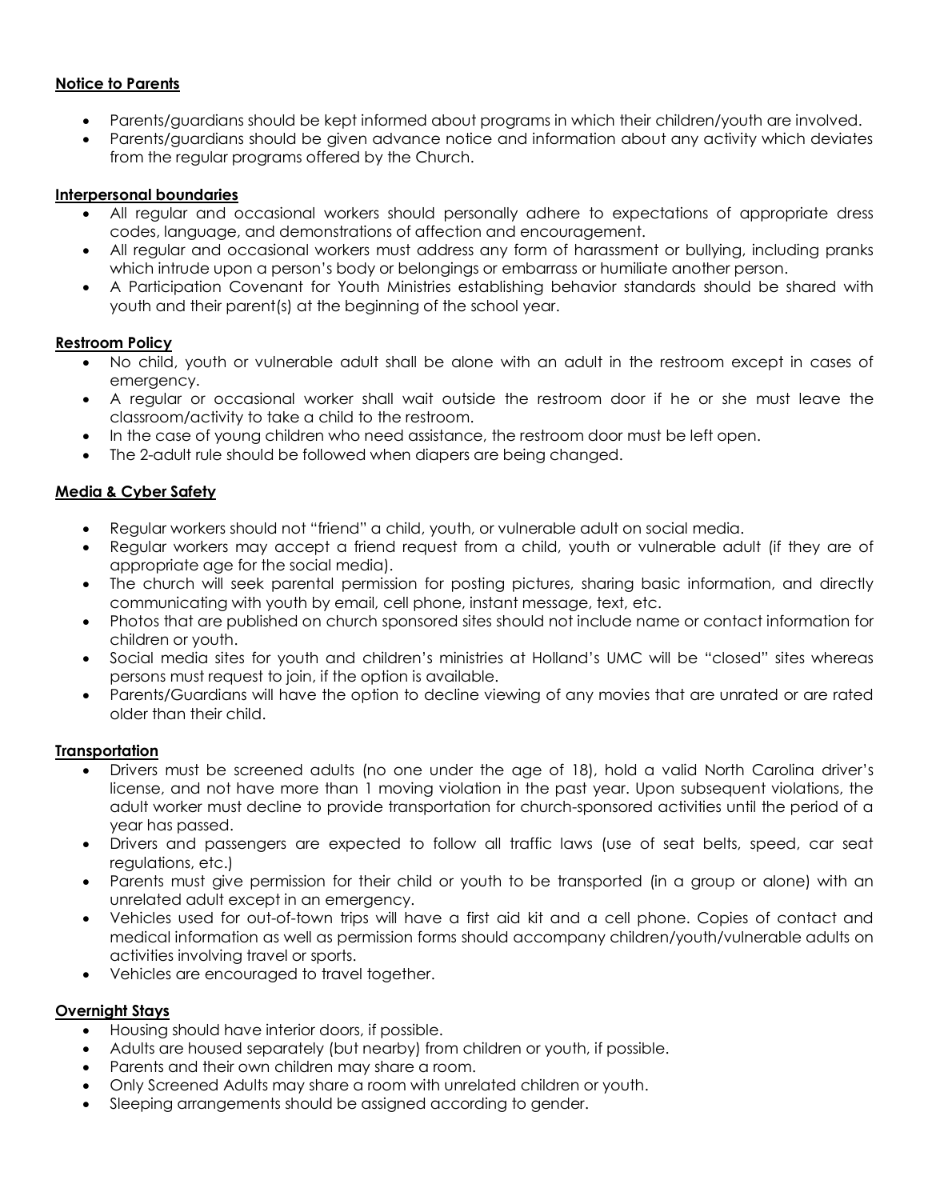**Notice to Parents**

- Parents/guardians should be kept informed about programs in which their children/youth are involved.
- Parents/guardians should be given advance notice and information about any activity which deviates from the regular programs offered by the Church.

**Interpersonal boundaries**

- All regular and occasional workers should personally adhere to expectations of appropriate dress codes, language, and demonstrations of affection and encouragement.
- All regular and occasional workers must address any form of harassment or bullying, including pranks which intrude upon a person's body or belongings or embarrass or humiliate another person.
- A Participation Covenant for Youth Ministries establishing behavior standards should be shared with youth and their parent(s) at the beginning of the school year.

**Restroom Policy**

- No child, youth or vulnerable adult shall be alone with an adult in the restroom except in cases of emergency.
- A regular or occasional worker shall wait outside the restroom door if he or she must leave the classroom/activity to take a child to the restroom.
- In the case of young children who need assistance, the restroom door must be left open.
- The 2-adult rule should be followed when diapers are being changed.

**Media & Cyber Safety**

- Regular workers should not "friend" a child, youth, or vulnerable adult on social media.
- Regular workers may accept a friend request from a child, youth or vulnerable adult (if they are of appropriate age for the social media).
- The church will seek parental permission for posting pictures, sharing basic information, and directly communicating with youth by email, cell phone, instant message, text, etc.
- Photos that are published on church sponsored sites should not include name or contact information for children or youth.
- Social media sites for youth and children's ministries at Holland's UMC will be "closed" sites whereas persons must request to join, if the option is available.
- Parents/Guardians will have the option to decline viewing of any movies that are unrated or are rated older than their child.

**Transportation**

- Drivers must be screened adults (no one under the age of 18), hold a valid North Carolina driver's license, and not have more than 1 moving violation in the past year. Upon subsequent violations, the adult worker must decline to provide transportation for church-sponsored activities until the period of a year has passed.
- Drivers and passengers are expected to follow all traffic laws (use of seat belts, speed, car seat regulations, etc.)
- Parents must give permission for their child or youth to be transported (in a group or alone) with an unrelated adult except in an emergency.
- Vehicles used for out-of-town trips will have a first aid kit and a cell phone. Copies of contact and medical information as well as permission forms should accompany children/youth/vulnerable adults on activities involving travel or sports.
- Vehicles are encouraged to travel together.

**Overnight Stays**

- Housing should have interior doors, if possible.
- Adults are housed separately (but nearby) from children or youth, if possible.
- Parents and their own children may share a room.
- Only Screened Adults may share a room with unrelated children or youth.
- Sleeping arrangements should be assigned according to gender.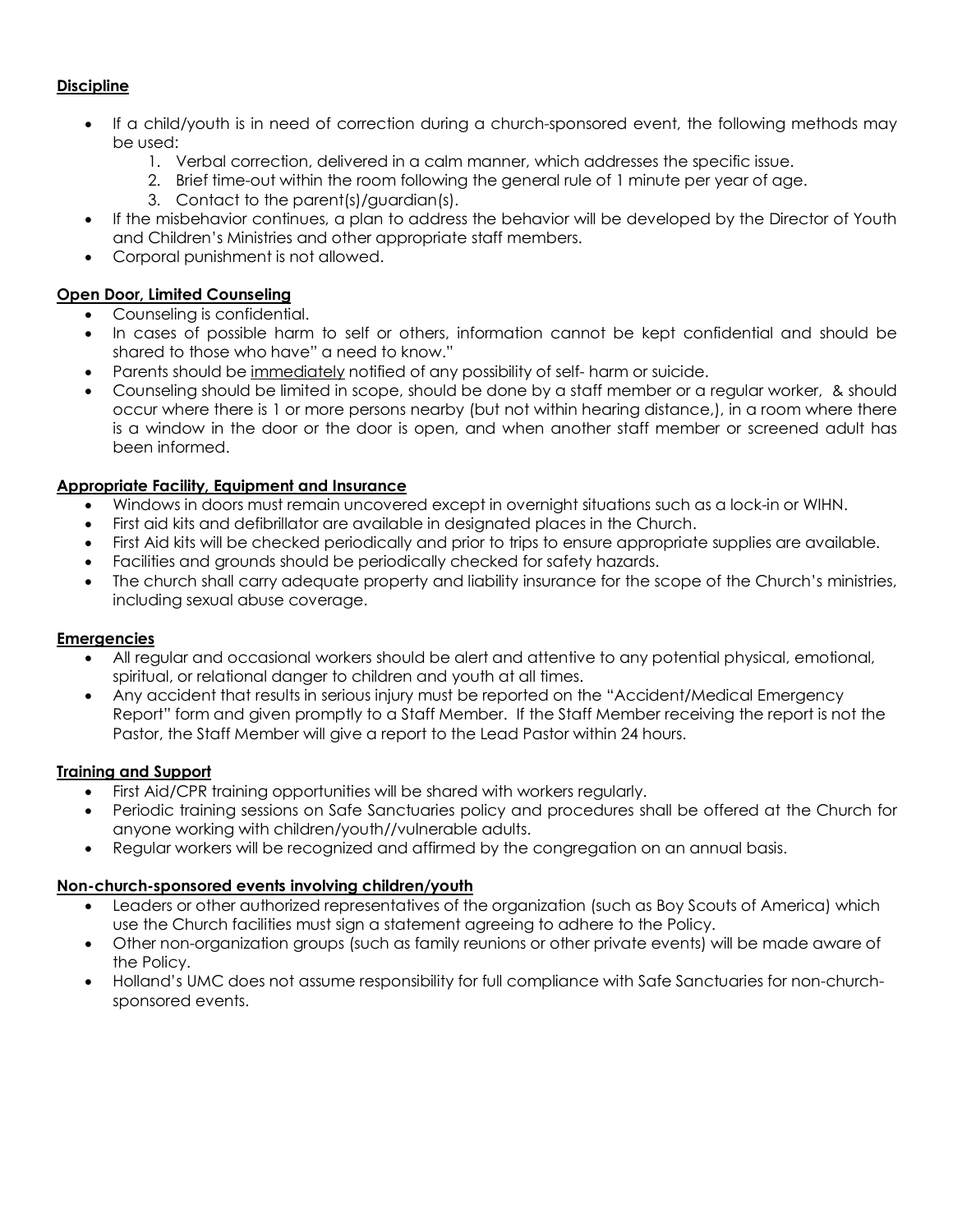**Discipline**

- If a child/youth is in need of correction during a church-sponsored event, the following methods may be used:
    1. Verbal correction, delivered in a calm manner, which addresses the specific issue.
    2. Brief time-out within the room following the general rule of 1 minute per year of age.
    3. Contact to the parent(s)/guardian(s).
- If the misbehavior continues, a plan to address the behavior will be developed by the Director of Youth and Children's Ministries and other appropriate staff members.
- Corporal punishment is not allowed.

**Open Door, Limited Counseling**

- Counseling is confidential.
- In cases of possible harm to self or others, information cannot be kept confidential and should be shared to those who have" a need to know."
- Parents should be immediately notified of any possibility of self- harm or suicide.
- Counseling should be limited in scope, should be done by a staff member or a regular worker, & should occur where there is 1 or more persons nearby (but not within hearing distance,), in a room where there is a window in the door or the door is open, and when another staff member or screened adult has been informed.

**Appropriate Facility, Equipment and Insurance**

- Windows in doors must remain uncovered except in overnight situations such as a lock-in or WIHN.
- First aid kits and defibrillator are available in designated places in the Church.
- First Aid kits will be checked periodically and prior to trips to ensure appropriate supplies are available.
- Facilities and grounds should be periodically checked for safety hazards.
- The church shall carry adequate property and liability insurance for the scope of the Church's ministries, including sexual abuse coverage.

**Emergencies**

- All regular and occasional workers should be alert and attentive to any potential physical, emotional, spiritual, or relational danger to children and youth at all times.
- Any accident that results in serious injury must be reported on the "Accident/Medical Emergency Report" form and given promptly to a Staff Member. If the Staff Member receiving the report is not the Pastor, the Staff Member will give a report to the Lead Pastor within 24 hours.

**Training and Support**

- First Aid/CPR training opportunities will be shared with workers regularly.
- Periodic training sessions on Safe Sanctuaries policy and procedures shall be offered at the Church for anyone working with children/youth//vulnerable adults.
- Regular workers will be recognized and affirmed by the congregation on an annual basis.

**Non-church-sponsored events involving children/youth**

- Leaders or other authorized representatives of the organization (such as Boy Scouts of America) which use the Church facilities must sign a statement agreeing to adhere to the Policy.
- Other non-organization groups (such as family reunions or other private events) will be made aware of the Policy.
- Holland's UMC does not assume responsibility for full compliance with Safe Sanctuaries for non-church-sponsored events.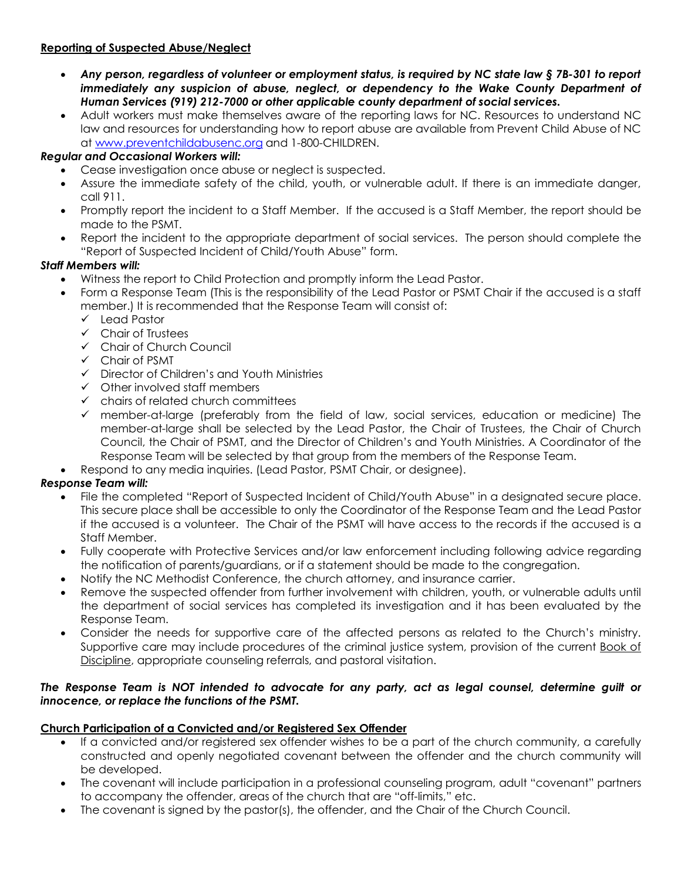**Reporting of Suspected Abuse/Neglect**

- ***Any person, regardless of volunteer or employment status, is required by NC state law § 7B-301 to report immediately any suspicion of abuse, neglect, or dependency to the Wake County Department of Human Services (919) 212-7000 or other applicable county department of social services.***
- Adult workers must make themselves aware of the reporting laws for NC. Resources to understand NC law and resources for understanding how to report abuse are available from Prevent Child Abuse of NC at www.preventchildabusenc.org and 1-800-CHILDREN.

***Regular and Occasional Workers will:***

- Cease investigation once abuse or neglect is suspected.
- Assure the immediate safety of the child, youth, or vulnerable adult. If there is an immediate danger, call 911.
- Promptly report the incident to a Staff Member. If the accused is a Staff Member, the report should be made to the PSMT.
- Report the incident to the appropriate department of social services. The person should complete the "Report of Suspected Incident of Child/Youth Abuse" form.

***Staff Members will:***

- Witness the report to Child Protection and promptly inform the Lead Pastor.
- Form a Response Team (This is the responsibility of the Lead Pastor or PSMT Chair if the accused is a staff member.) It is recommended that the Response Team will consist of:
  - ✓ Lead Pastor
  - ✓ Chair of Trustees
  - ✓ Chair of Church Council
  - ✓ Chair of PSMT
  - ✓ Director of Children's and Youth Ministries
  - ✓ Other involved staff members
  - ✓ chairs of related church committees
  - ✓ member-at-large (preferably from the field of law, social services, education or medicine) The member-at-large shall be selected by the Lead Pastor, the Chair of Trustees, the Chair of Church Council, the Chair of PSMT, and the Director of Children's and Youth Ministries. A Coordinator of the Response Team will be selected by that group from the members of the Response Team.
- Respond to any media inquiries. (Lead Pastor, PSMT Chair, or designee).

***Response Team will:***

- File the completed "Report of Suspected Incident of Child/Youth Abuse" in a designated secure place. This secure place shall be accessible to only the Coordinator of the Response Team and the Lead Pastor if the accused is a volunteer. The Chair of the PSMT will have access to the records if the accused is a Staff Member.
- Fully cooperate with Protective Services and/or law enforcement including following advice regarding the notification of parents/guardians, or if a statement should be made to the congregation.
- Notify the NC Methodist Conference, the church attorney, and insurance carrier.
- Remove the suspected offender from further involvement with children, youth, or vulnerable adults until the department of social services has completed its investigation and it has been evaluated by the Response Team.
- Consider the needs for supportive care of the affected persons as related to the Church's ministry. Supportive care may include procedures of the criminal justice system, provision of the current Book of Discipline, appropriate counseling referrals, and pastoral visitation.

***The Response Team is NOT intended to advocate for any party, act as legal counsel, determine guilt or innocence, or replace the functions of the PSMT.***

**Church Participation of a Convicted and/or Registered Sex Offender**

- If a convicted and/or registered sex offender wishes to be a part of the church community, a carefully constructed and openly negotiated covenant between the offender and the church community will be developed.
- The covenant will include participation in a professional counseling program, adult "covenant" partners to accompany the offender, areas of the church that are "off-limits," etc.
- The covenant is signed by the pastor(s), the offender, and the Chair of the Church Council.